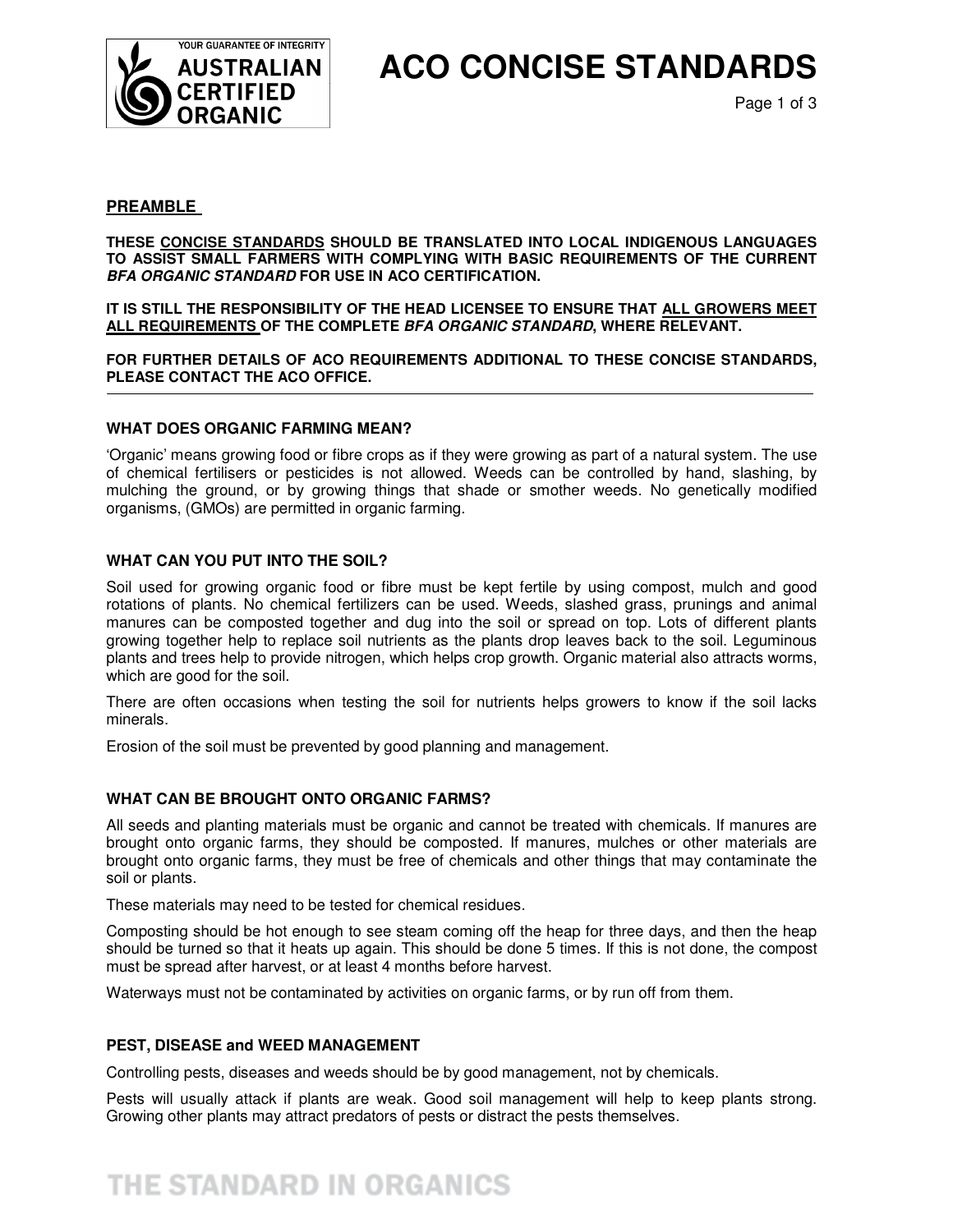// ACO CONCISE STANDARDS

# ACO CONCISE STANDARDS

## PREAMBLE

**THESE CONCISE STANDARDS SHOULD BE TRANSLATED INTO LOCAL INDIGENOUS LANGUAGES TO ASSIST SMALL FARMERS WITH COMPLYING WITH BASIC REQUIREMENTS OF THE CURRENT *BFA ORGANIC STANDARD* FOR USE IN ACO CERTIFICATION.**

**IT IS STILL THE RESPONSIBILITY OF THE HEAD LICENSEE TO ENSURE THAT ALL GROWERS MEET ALL REQUIREMENTS OF THE COMPLETE *BFA ORGANIC STANDARD*, WHERE RELEVANT.**

**FOR FURTHER DETAILS OF ACO REQUIREMENTS ADDITIONAL TO THESE CONCISE STANDARDS, PLEASE CONTACT THE ACO OFFICE.**

---

### WHAT DOES ORGANIC FARMING MEAN?

'Organic' means growing food or fibre crops as if they were growing as part of a natural system. The use of chemical fertilisers or pesticides is not allowed. Weeds can be controlled by hand, slashing, by mulching the ground, or by growing things that shade or smother weeds. No genetically modified organisms, (GMOs) are permitted in organic farming.

### WHAT CAN YOU PUT INTO THE SOIL?

Soil used for growing organic food or fibre must be kept fertile by using compost, mulch and good rotations of plants. No chemical fertilizers can be used. Weeds, slashed grass, prunings and animal manures can be composted together and dug into the soil or spread on top. Lots of different plants growing together help to replace soil nutrients as the plants drop leaves back to the soil. Leguminous plants and trees help to provide nitrogen, which helps crop growth. Organic material also attracts worms, which are good for the soil.

There are often occasions when testing the soil for nutrients helps growers to know if the soil lacks minerals.

Erosion of the soil must be prevented by good planning and management.

### WHAT CAN BE BROUGHT ONTO ORGANIC FARMS?

All seeds and planting materials must be organic and cannot be treated with chemicals. If manures are brought onto organic farms, they should be composted. If manures, mulches or other materials are brought onto organic farms, they must be free of chemicals and other things that may contaminate the soil or plants.

These materials may need to be tested for chemical residues.

Composting should be hot enough to see steam coming off the heap for three days, and then the heap should be turned so that it heats up again. This should be done 5 times. If this is not done, the compost must be spread after harvest, or at least 4 months before harvest.

Waterways must not be contaminated by activities on organic farms, or by run off from them.

### PEST, DISEASE and WEED MANAGEMENT

Controlling pests, diseases and weeds should be by good management, not by chemicals.

Pests will usually attack if plants are weak. Good soil management will help to keep plants strong. Growing other plants may attract predators of pests or distract the pests themselves.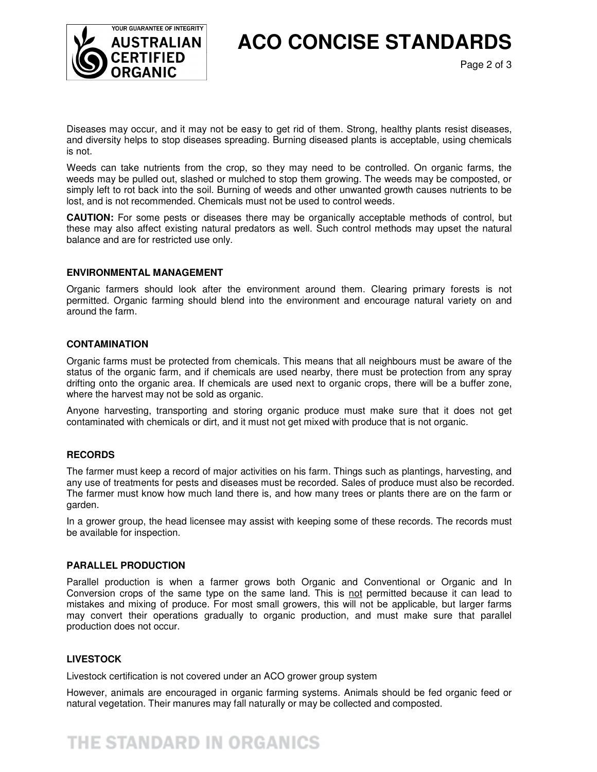Diseases may occur, and it may not be easy to get rid of them. Strong, healthy plants resist diseases, and diversity helps to stop diseases spreading. Burning diseased plants is acceptable, using chemicals is not.

Weeds can take nutrients from the crop, so they may need to be controlled. On organic farms, the weeds may be pulled out, slashed or mulched to stop them growing. The weeds may be composted, or simply left to rot back into the soil. Burning of weeds and other unwanted growth causes nutrients to be lost, and is not recommended. Chemicals must not be used to control weeds.

**CAUTION:** For some pests or diseases there may be organically acceptable methods of control, but these may also affect existing natural predators as well. Such control methods may upset the natural balance and are for restricted use only.

## ENVIRONMENTAL MANAGEMENT

Organic farmers should look after the environment around them. Clearing primary forests is not permitted. Organic farming should blend into the environment and encourage natural variety on and around the farm.

## CONTAMINATION

Organic farms must be protected from chemicals. This means that all neighbours must be aware of the status of the organic farm, and if chemicals are used nearby, there must be protection from any spray drifting onto the organic area. If chemicals are used next to organic crops, there will be a buffer zone, where the harvest may not be sold as organic.

Anyone harvesting, transporting and storing organic produce must make sure that it does not get contaminated with chemicals or dirt, and it must not get mixed with produce that is not organic.

## RECORDS

The farmer must keep a record of major activities on his farm. Things such as plantings, harvesting, and any use of treatments for pests and diseases must be recorded. Sales of produce must also be recorded. The farmer must know how much land there is, and how many trees or plants there are on the farm or garden.

In a grower group, the head licensee may assist with keeping some of these records. The records must be available for inspection.

## PARALLEL PRODUCTION

Parallel production is when a farmer grows both Organic and Conventional or Organic and In Conversion crops of the same type on the same land. This is <u>not</u> permitted because it can lead to mistakes and mixing of produce. For most small growers, this will not be applicable, but larger farms may convert their operations gradually to organic production, and must make sure that parallel production does not occur.

## LIVESTOCK

Livestock certification is not covered under an ACO grower group system

However, animals are encouraged in organic farming systems. Animals should be fed organic feed or natural vegetation. Their manures may fall naturally or may be collected and composted.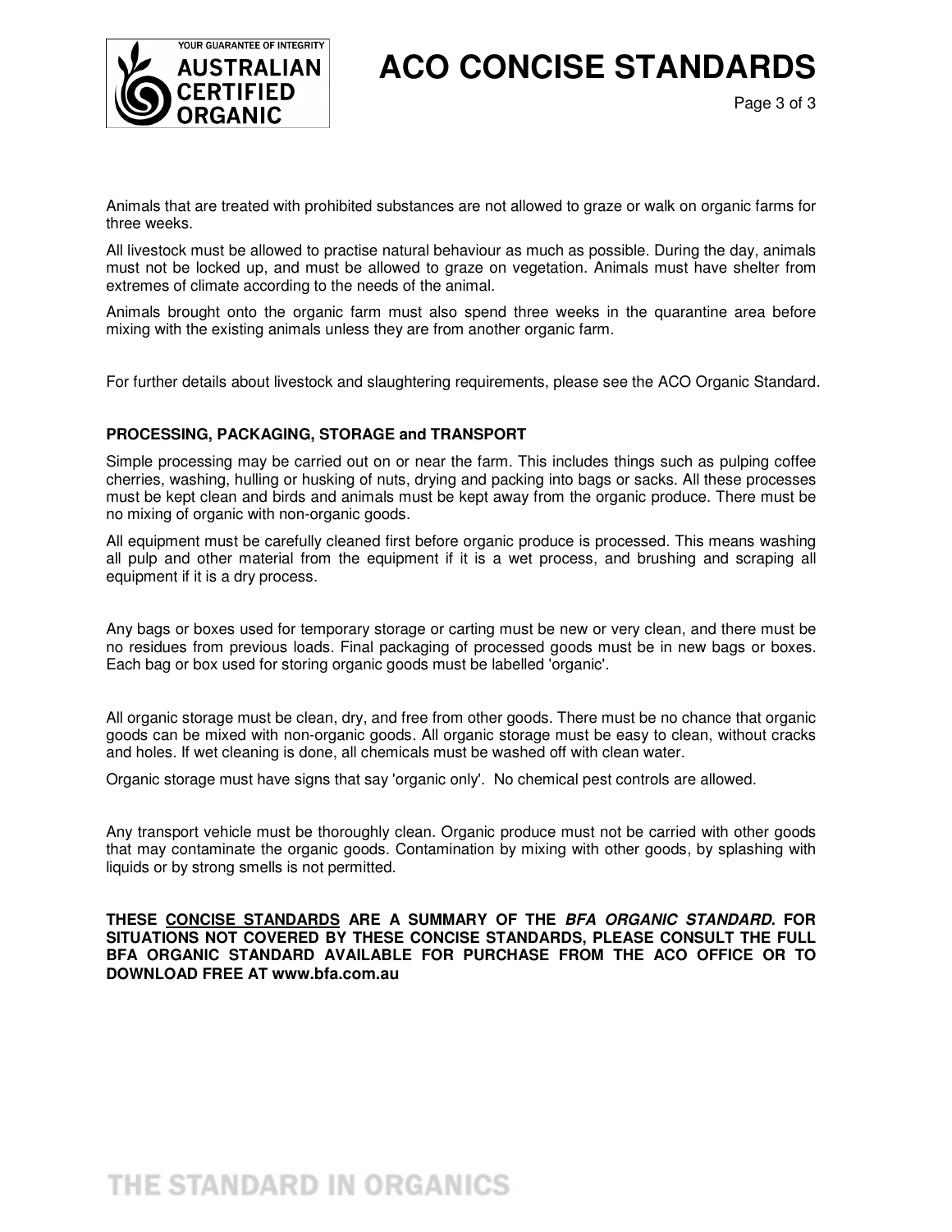Animals that are treated with prohibited substances are not allowed to graze or walk on organic farms for three weeks.

All livestock must be allowed to practise natural behaviour as much as possible. During the day, animals must not be locked up, and must be allowed to graze on vegetation. Animals must have shelter from extremes of climate according to the needs of the animal.

Animals brought onto the organic farm must also spend three weeks in the quarantine area before mixing with the existing animals unless they are from another organic farm.

For further details about livestock and slaughtering requirements, please see the ACO Organic Standard.

**PROCESSING, PACKAGING, STORAGE and TRANSPORT**

Simple processing may be carried out on or near the farm. This includes things such as pulping coffee cherries, washing, hulling or husking of nuts, drying and packing into bags or sacks. All these processes must be kept clean and birds and animals must be kept away from the organic produce. There must be no mixing of organic with non-organic goods.

All equipment must be carefully cleaned first before organic produce is processed. This means washing all pulp and other material from the equipment if it is a wet process, and brushing and scraping all equipment if it is a dry process.

Any bags or boxes used for temporary storage or carting must be new or very clean, and there must be no residues from previous loads. Final packaging of processed goods must be in new bags or boxes. Each bag or box used for storing organic goods must be labelled 'organic'.

All organic storage must be clean, dry, and free from other goods. There must be no chance that organic goods can be mixed with non-organic goods. All organic storage must be easy to clean, without cracks and holes. If wet cleaning is done, all chemicals must be washed off with clean water.

Organic storage must have signs that say 'organic only'. No chemical pest controls are allowed.

Any transport vehicle must be thoroughly clean. Organic produce must not be carried with other goods that may contaminate the organic goods. Contamination by mixing with other goods, by splashing with liquids or by strong smells is not permitted.

**THESE CONCISE STANDARDS ARE A SUMMARY OF THE *BFA ORGANIC STANDARD*. FOR SITUATIONS NOT COVERED BY THESE CONCISE STANDARDS, PLEASE CONSULT THE FULL BFA ORGANIC STANDARD AVAILABLE FOR PURCHASE FROM THE ACO OFFICE OR TO DOWNLOAD FREE AT www.bfa.com.au**